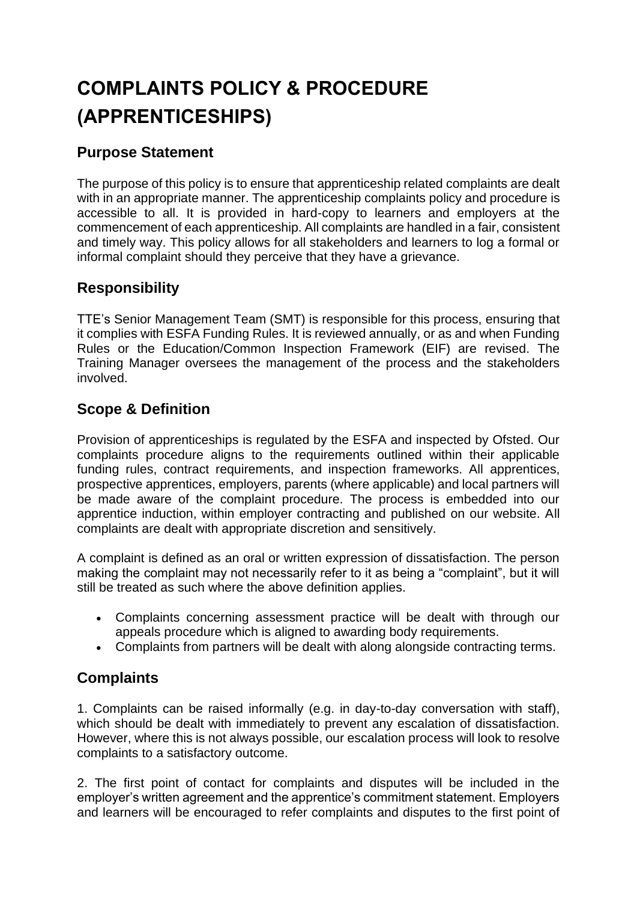# COMPLAINTS POLICY & PROCEDURE (APPRENTICESHIPS)

## Purpose Statement

The purpose of this policy is to ensure that apprenticeship related complaints are dealt with in an appropriate manner. The apprenticeship complaints policy and procedure is accessible to all. It is provided in hard-copy to learners and employers at the commencement of each apprenticeship. All complaints are handled in a fair, consistent and timely way. This policy allows for all stakeholders and learners to log a formal or informal complaint should they perceive that they have a grievance.

## Responsibility

TTE's Senior Management Team (SMT) is responsible for this process, ensuring that it complies with ESFA Funding Rules. It is reviewed annually, or as and when Funding Rules or the Education/Common Inspection Framework (EIF) are revised. The Training Manager oversees the management of the process and the stakeholders involved.

## Scope & Definition

Provision of apprenticeships is regulated by the ESFA and inspected by Ofsted. Our complaints procedure aligns to the requirements outlined within their applicable funding rules, contract requirements, and inspection frameworks. All apprentices, prospective apprentices, employers, parents (where applicable) and local partners will be made aware of the complaint procedure. The process is embedded into our apprentice induction, within employer contracting and published on our website. All complaints are dealt with appropriate discretion and sensitively.

A complaint is defined as an oral or written expression of dissatisfaction. The person making the complaint may not necessarily refer to it as being a "complaint", but it will still be treated as such where the above definition applies.

- Complaints concerning assessment practice will be dealt with through our appeals procedure which is aligned to awarding body requirements.
- Complaints from partners will be dealt with along alongside contracting terms.

## Complaints

1. Complaints can be raised informally (e.g. in day-to-day conversation with staff), which should be dealt with immediately to prevent any escalation of dissatisfaction. However, where this is not always possible, our escalation process will look to resolve complaints to a satisfactory outcome.

2. The first point of contact for complaints and disputes will be included in the employer's written agreement and the apprentice's commitment statement. Employers and learners will be encouraged to refer complaints and disputes to the first point of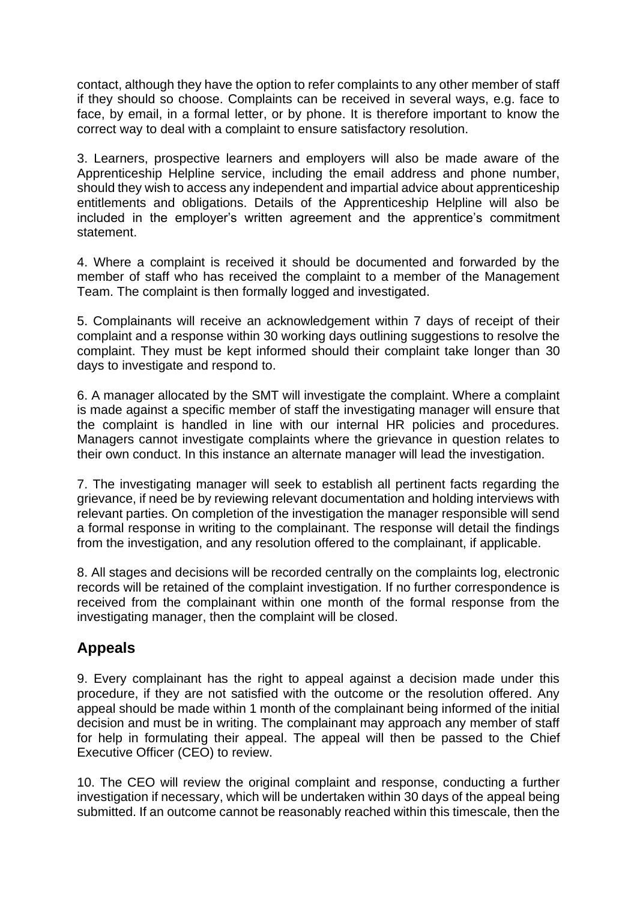contact, although they have the option to refer complaints to any other member of staff if they should so choose. Complaints can be received in several ways, e.g. face to face, by email, in a formal letter, or by phone. It is therefore important to know the correct way to deal with a complaint to ensure satisfactory resolution.

3. Learners, prospective learners and employers will also be made aware of the Apprenticeship Helpline service, including the email address and phone number, should they wish to access any independent and impartial advice about apprenticeship entitlements and obligations. Details of the Apprenticeship Helpline will also be included in the employer's written agreement and the apprentice's commitment statement.

4. Where a complaint is received it should be documented and forwarded by the member of staff who has received the complaint to a member of the Management Team. The complaint is then formally logged and investigated.

5. Complainants will receive an acknowledgement within 7 days of receipt of their complaint and a response within 30 working days outlining suggestions to resolve the complaint. They must be kept informed should their complaint take longer than 30 days to investigate and respond to.

6. A manager allocated by the SMT will investigate the complaint. Where a complaint is made against a specific member of staff the investigating manager will ensure that the complaint is handled in line with our internal HR policies and procedures. Managers cannot investigate complaints where the grievance in question relates to their own conduct. In this instance an alternate manager will lead the investigation.

7. The investigating manager will seek to establish all pertinent facts regarding the grievance, if need be by reviewing relevant documentation and holding interviews with relevant parties. On completion of the investigation the manager responsible will send a formal response in writing to the complainant. The response will detail the findings from the investigation, and any resolution offered to the complainant, if applicable.

8. All stages and decisions will be recorded centrally on the complaints log, electronic records will be retained of the complaint investigation. If no further correspondence is received from the complainant within one month of the formal response from the investigating manager, then the complaint will be closed.

## Appeals

9. Every complainant has the right to appeal against a decision made under this procedure, if they are not satisfied with the outcome or the resolution offered. Any appeal should be made within 1 month of the complainant being informed of the initial decision and must be in writing. The complainant may approach any member of staff for help in formulating their appeal. The appeal will then be passed to the Chief Executive Officer (CEO) to review.

10. The CEO will review the original complaint and response, conducting a further investigation if necessary, which will be undertaken within 30 days of the appeal being submitted. If an outcome cannot be reasonably reached within this timescale, then the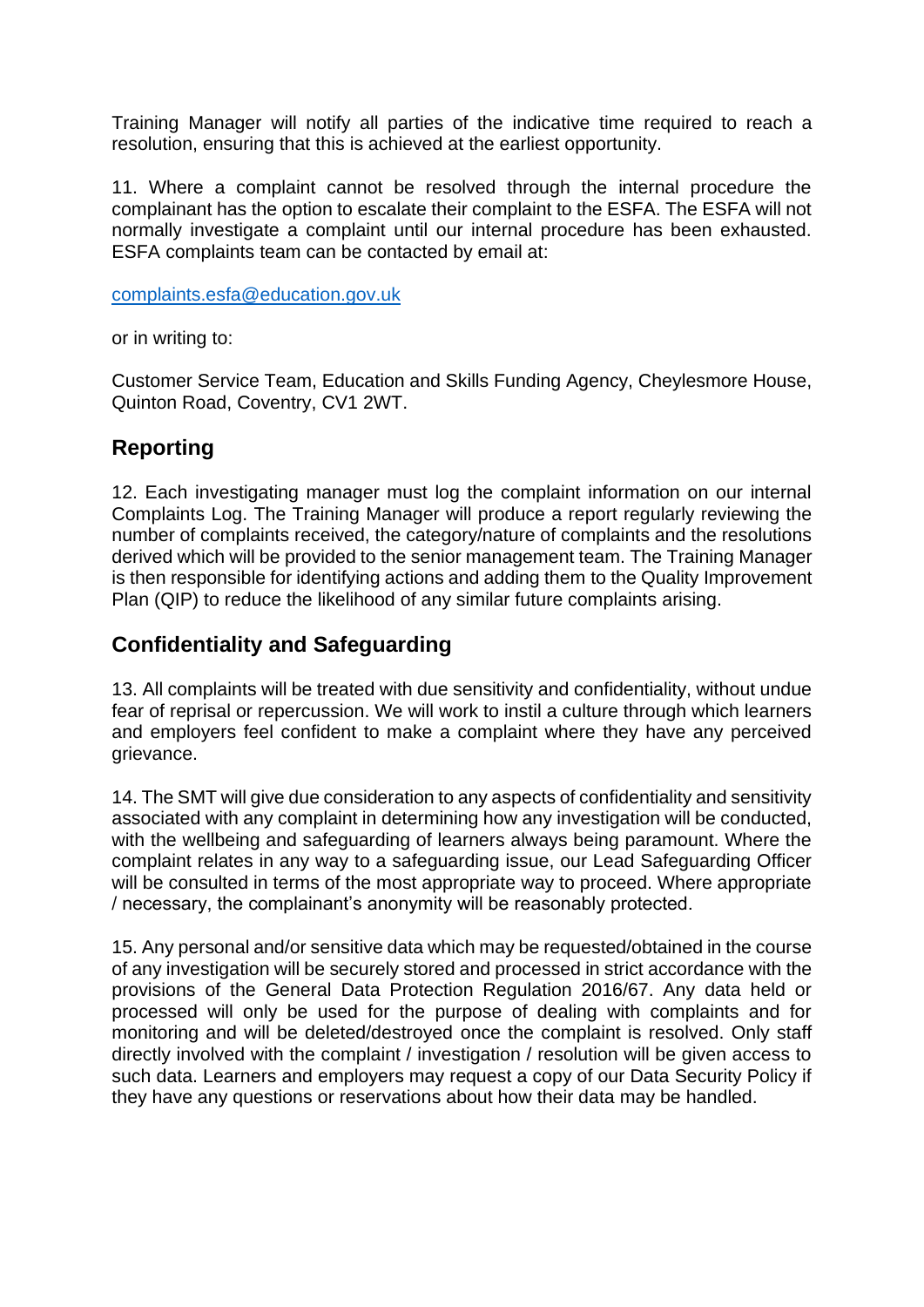Training Manager will notify all parties of the indicative time required to reach a resolution, ensuring that this is achieved at the earliest opportunity.

11. Where a complaint cannot be resolved through the internal procedure the complainant has the option to escalate their complaint to the ESFA. The ESFA will not normally investigate a complaint until our internal procedure has been exhausted. ESFA complaints team can be contacted by email at:

complaints.esfa@education.gov.uk

or in writing to:

Customer Service Team, Education and Skills Funding Agency, Cheylesmore House, Quinton Road, Coventry, CV1 2WT.

## Reporting

12. Each investigating manager must log the complaint information on our internal Complaints Log. The Training Manager will produce a report regularly reviewing the number of complaints received, the category/nature of complaints and the resolutions derived which will be provided to the senior management team. The Training Manager is then responsible for identifying actions and adding them to the Quality Improvement Plan (QIP) to reduce the likelihood of any similar future complaints arising.

## Confidentiality and Safeguarding

13. All complaints will be treated with due sensitivity and confidentiality, without undue fear of reprisal or repercussion. We will work to instil a culture through which learners and employers feel confident to make a complaint where they have any perceived grievance.

14. The SMT will give due consideration to any aspects of confidentiality and sensitivity associated with any complaint in determining how any investigation will be conducted, with the wellbeing and safeguarding of learners always being paramount. Where the complaint relates in any way to a safeguarding issue, our Lead Safeguarding Officer will be consulted in terms of the most appropriate way to proceed. Where appropriate / necessary, the complainant's anonymity will be reasonably protected.

15. Any personal and/or sensitive data which may be requested/obtained in the course of any investigation will be securely stored and processed in strict accordance with the provisions of the General Data Protection Regulation 2016/67. Any data held or processed will only be used for the purpose of dealing with complaints and for monitoring and will be deleted/destroyed once the complaint is resolved. Only staff directly involved with the complaint / investigation / resolution will be given access to such data. Learners and employers may request a copy of our Data Security Policy if they have any questions or reservations about how their data may be handled.